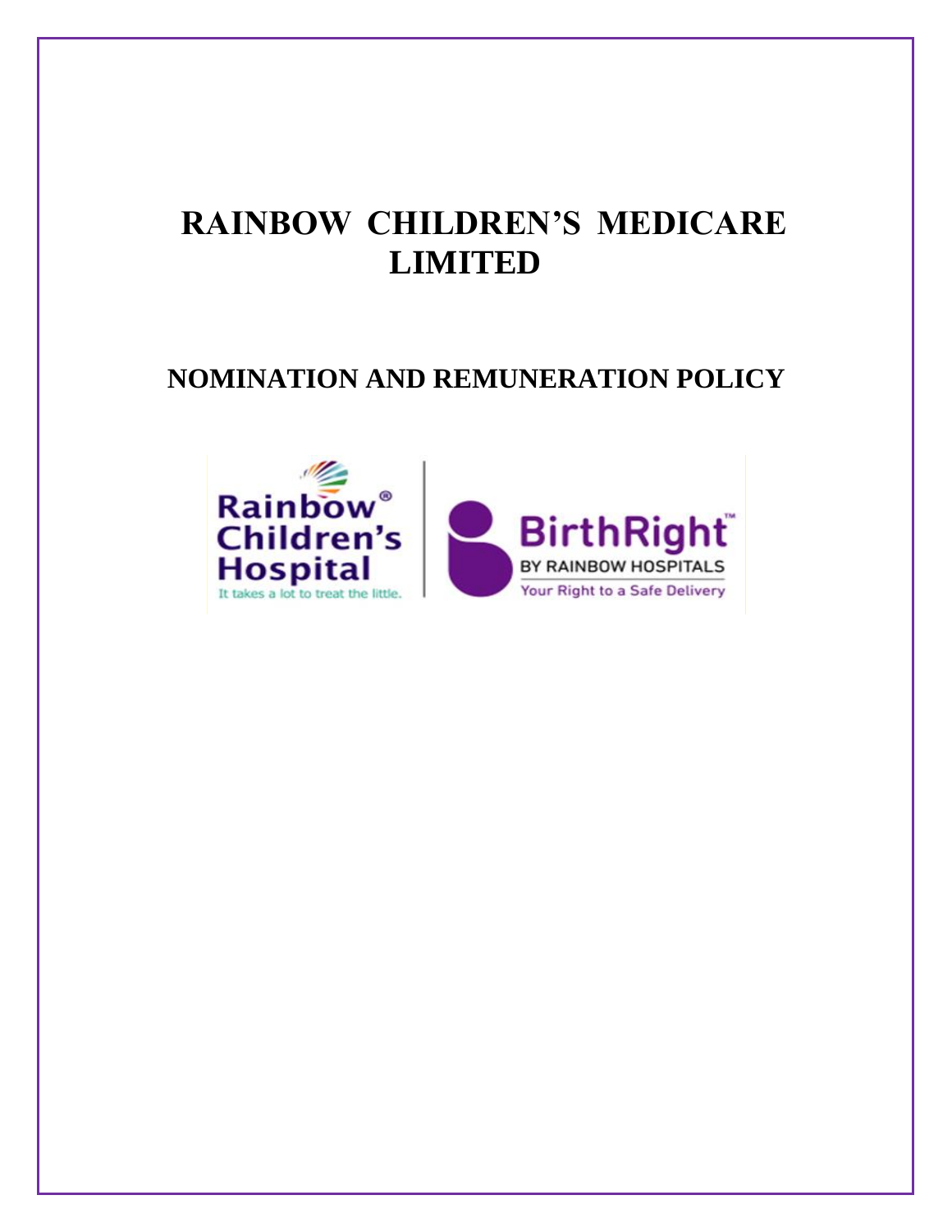# RAINBOW CHILDREN'S MEDICARE LIMITED

## NOMINATION AND REMUNERATION POLICY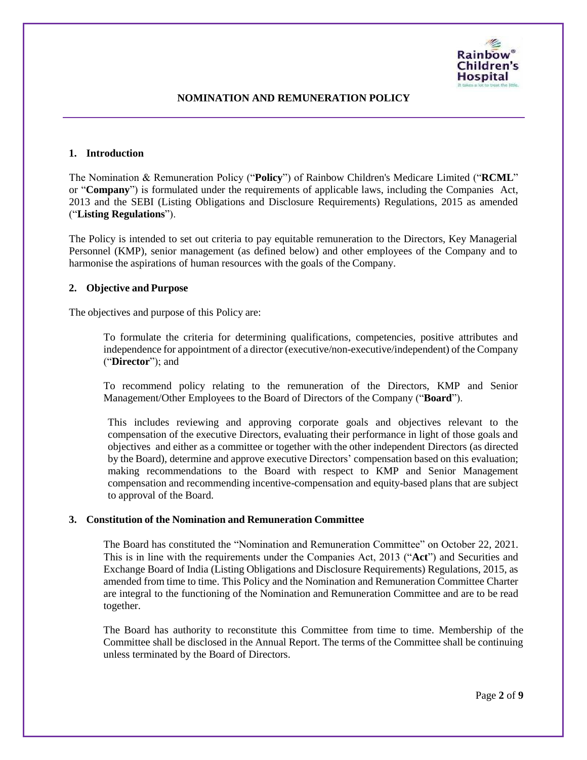# NOMINATION AND REMUNERATION POLICY

## 1. Introduction

The Nomination & Remuneration Policy ("**Policy**") of Rainbow Children's Medicare Limited ("**RCML**" or "**Company**") is formulated under the requirements of applicable laws, including the Companies Act, 2013 and the SEBI (Listing Obligations and Disclosure Requirements) Regulations, 2015 as amended ("**Listing Regulations**").

The Policy is intended to set out criteria to pay equitable remuneration to the Directors, Key Managerial Personnel (KMP), senior management (as defined below) and other employees of the Company and to harmonise the aspirations of human resources with the goals of the Company.

## 2. Objective and Purpose

The objectives and purpose of this Policy are:

To formulate the criteria for determining qualifications, competencies, positive attributes and independence for appointment of a director (executive/non-executive/independent) of the Company ("**Director**"); and

To recommend policy relating to the remuneration of the Directors, KMP and Senior Management/Other Employees to the Board of Directors of the Company ("**Board**").

This includes reviewing and approving corporate goals and objectives relevant to the compensation of the executive Directors, evaluating their performance in light of those goals and objectives and either as a committee or together with the other independent Directors (as directed by the Board), determine and approve executive Directors' compensation based on this evaluation; making recommendations to the Board with respect to KMP and Senior Management compensation and recommending incentive-compensation and equity-based plans that are subject to approval of the Board.

## 3. Constitution of the Nomination and Remuneration Committee

The Board has constituted the "Nomination and Remuneration Committee" on October 22, 2021. This is in line with the requirements under the Companies Act, 2013 ("**Act**") and Securities and Exchange Board of India (Listing Obligations and Disclosure Requirements) Regulations, 2015, as amended from time to time. This Policy and the Nomination and Remuneration Committee Charter are integral to the functioning of the Nomination and Remuneration Committee and are to be read together.

The Board has authority to reconstitute this Committee from time to time. Membership of the Committee shall be disclosed in the Annual Report. The terms of the Committee shall be continuing unless terminated by the Board of Directors.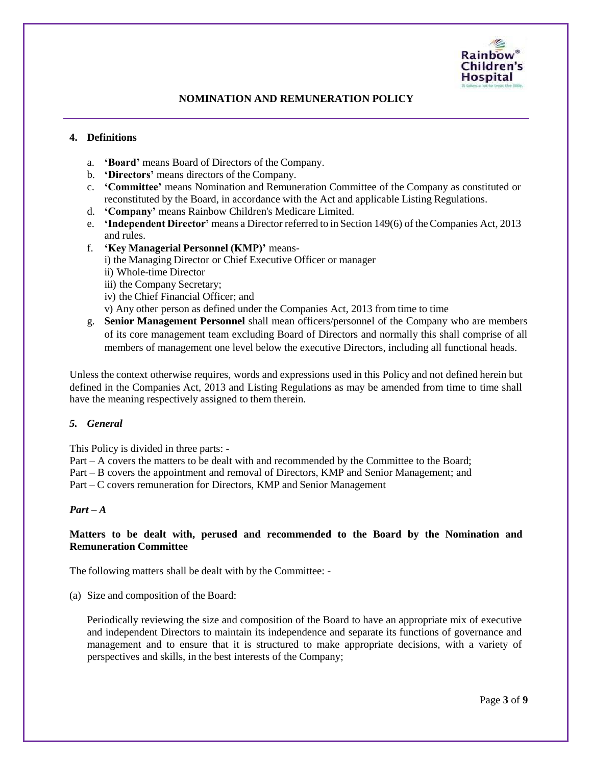## 4. Definitions

a. **'Board'** means Board of Directors of the Company.
b. **'Directors'** means directors of the Company.
c. **'Committee'** means Nomination and Remuneration Committee of the Company as constituted or reconstituted by the Board, in accordance with the Act and applicable Listing Regulations.
d. **'Company'** means Rainbow Children's Medicare Limited.
e. **'Independent Director'** means a Director referred to in Section 149(6) of the Companies Act, 2013 and rules.
f. **'Key Managerial Personnel (KMP)'** means-
   i) the Managing Director or Chief Executive Officer or manager
   ii) Whole-time Director
   iii) the Company Secretary;
   iv) the Chief Financial Officer; and
   v) Any other person as defined under the Companies Act, 2013 from time to time
g. **Senior Management Personnel** shall mean officers/personnel of the Company who are members of its core management team excluding Board of Directors and normally this shall comprise of all members of management one level below the executive Directors, including all functional heads.

Unless the context otherwise requires, words and expressions used in this Policy and not defined herein but defined in the Companies Act, 2013 and Listing Regulations as may be amended from time to time shall have the meaning respectively assigned to them therein.

## *5. General*

This Policy is divided in three parts: -
Part – A covers the matters to be dealt with and recommended by the Committee to the Board;
Part – B covers the appointment and removal of Directors, KMP and Senior Management; and
Part – C covers remuneration for Directors, KMP and Senior Management

### *Part – A*

**Matters to be dealt with, perused and recommended to the Board by the Nomination and Remuneration Committee**

The following matters shall be dealt with by the Committee: -

(a) Size and composition of the Board:

Periodically reviewing the size and composition of the Board to have an appropriate mix of executive and independent Directors to maintain its independence and separate its functions of governance and management and to ensure that it is structured to make appropriate decisions, with a variety of perspectives and skills, in the best interests of the Company;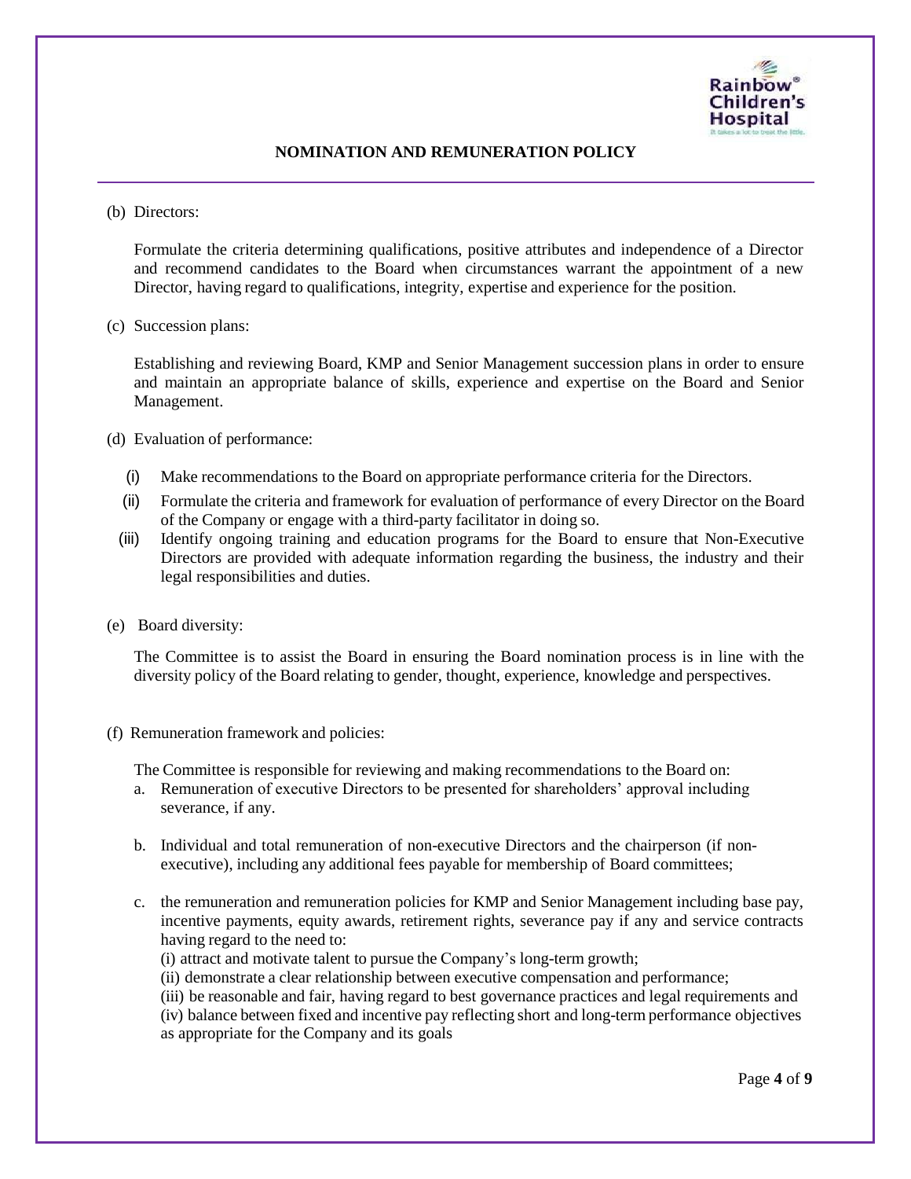(b) Directors:

Formulate the criteria determining qualifications, positive attributes and independence of a Director and recommend candidates to the Board when circumstances warrant the appointment of a new Director, having regard to qualifications, integrity, expertise and experience for the position.

(c) Succession plans:

Establishing and reviewing Board, KMP and Senior Management succession plans in order to ensure and maintain an appropriate balance of skills, experience and expertise on the Board and Senior Management.

(d) Evaluation of performance:

(i) Make recommendations to the Board on appropriate performance criteria for the Directors.
(ii) Formulate the criteria and framework for evaluation of performance of every Director on the Board of the Company or engage with a third-party facilitator in doing so.
(iii) Identify ongoing training and education programs for the Board to ensure that Non-Executive Directors are provided with adequate information regarding the business, the industry and their legal responsibilities and duties.

(e) Board diversity:

The Committee is to assist the Board in ensuring the Board nomination process is in line with the diversity policy of the Board relating to gender, thought, experience, knowledge and perspectives.

(f) Remuneration framework and policies:

The Committee is responsible for reviewing and making recommendations to the Board on:

a. Remuneration of executive Directors to be presented for shareholders' approval including severance, if any.

b. Individual and total remuneration of non-executive Directors and the chairperson (if non-executive), including any additional fees payable for membership of Board committees;

c. the remuneration and remuneration policies for KMP and Senior Management including base pay, incentive payments, equity awards, retirement rights, severance pay if any and service contracts having regard to the need to:
(i) attract and motivate talent to pursue the Company's long-term growth;
(ii) demonstrate a clear relationship between executive compensation and performance;
(iii) be reasonable and fair, having regard to best governance practices and legal requirements and
(iv) balance between fixed and incentive pay reflecting short and long-term performance objectives as appropriate for the Company and its goals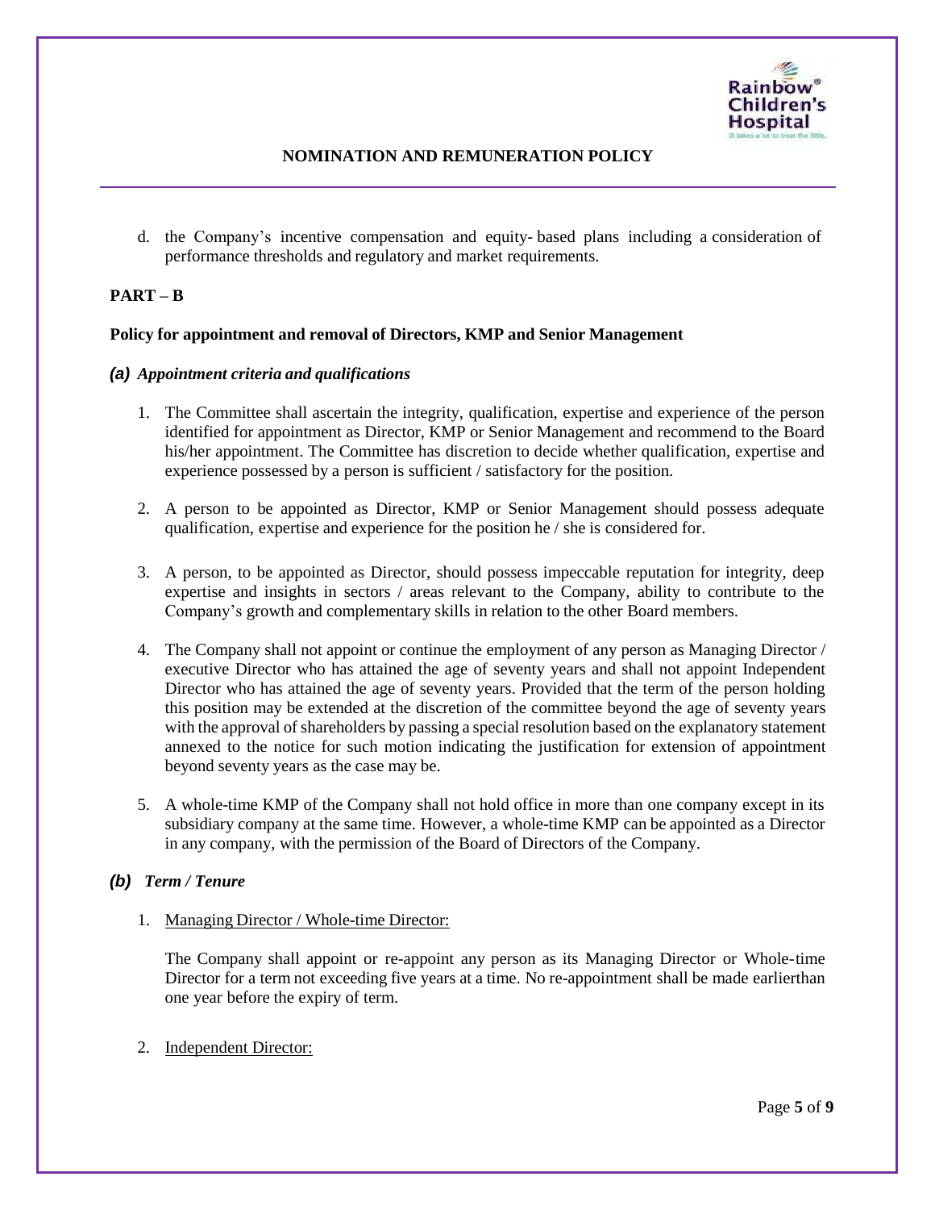d. the Company's incentive compensation and equity- based plans including a consideration of performance thresholds and regulatory and market requirements.

**PART – B**

**Policy for appointment and removal of Directors, KMP and Senior Management**

***(a) Appointment criteria and qualifications***

1. The Committee shall ascertain the integrity, qualification, expertise and experience of the person identified for appointment as Director, KMP or Senior Management and recommend to the Board his/her appointment. The Committee has discretion to decide whether qualification, expertise and experience possessed by a person is sufficient / satisfactory for the position.

2. A person to be appointed as Director, KMP or Senior Management should possess adequate qualification, expertise and experience for the position he / she is considered for.

3. A person, to be appointed as Director, should possess impeccable reputation for integrity, deep expertise and insights in sectors / areas relevant to the Company, ability to contribute to the Company's growth and complementary skills in relation to the other Board members.

4. The Company shall not appoint or continue the employment of any person as Managing Director / executive Director who has attained the age of seventy years and shall not appoint Independent Director who has attained the age of seventy years. Provided that the term of the person holding this position may be extended at the discretion of the committee beyond the age of seventy years with the approval of shareholders by passing a special resolution based on the explanatory statement annexed to the notice for such motion indicating the justification for extension of appointment beyond seventy years as the case may be.

5. A whole-time KMP of the Company shall not hold office in more than one company except in its subsidiary company at the same time. However, a whole-time KMP can be appointed as a Director in any company, with the permission of the Board of Directors of the Company.

***(b) Term / Tenure***

1. Managing Director / Whole-time Director:

   The Company shall appoint or re-appoint any person as its Managing Director or Whole-time Director for a term not exceeding five years at a time. No re-appointment shall be made earlierthan one year before the expiry of term.

2. Independent Director: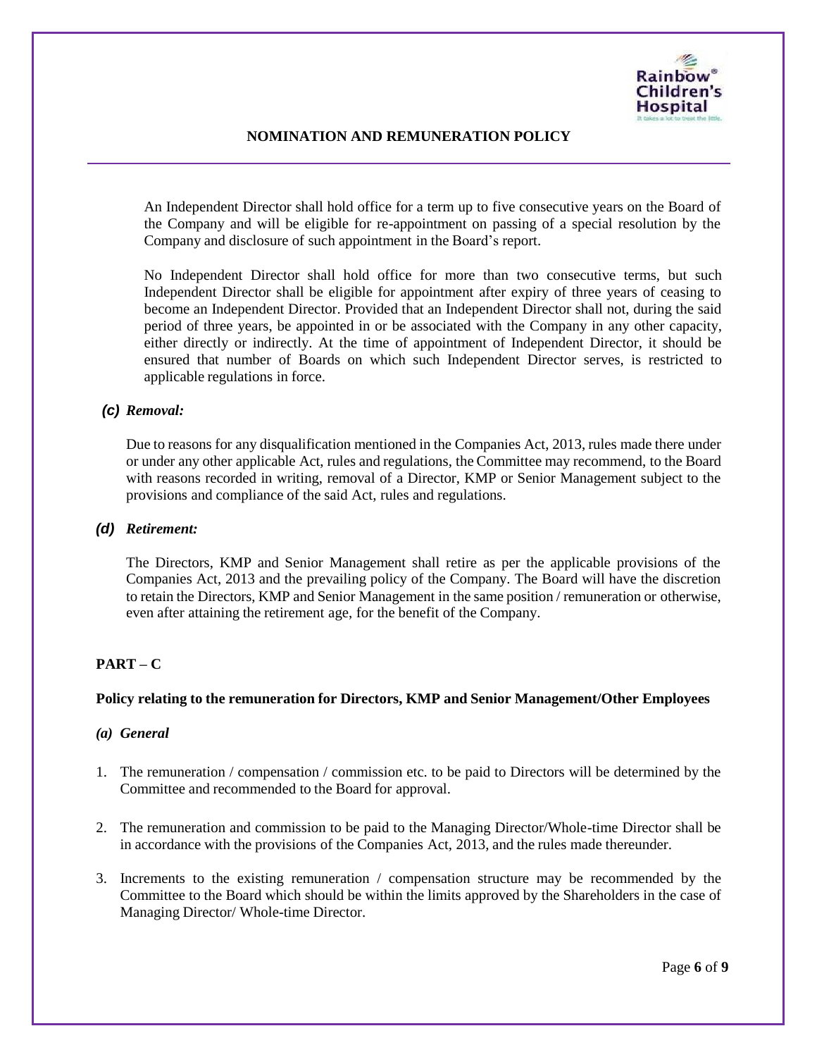An Independent Director shall hold office for a term up to five consecutive years on the Board of the Company and will be eligible for re-appointment on passing of a special resolution by the Company and disclosure of such appointment in the Board's report.

No Independent Director shall hold office for more than two consecutive terms, but such Independent Director shall be eligible for appointment after expiry of three years of ceasing to become an Independent Director. Provided that an Independent Director shall not, during the said period of three years, be appointed in or be associated with the Company in any other capacity, either directly or indirectly. At the time of appointment of Independent Director, it should be ensured that number of Boards on which such Independent Director serves, is restricted to applicable regulations in force.

***(c) Removal:***

Due to reasons for any disqualification mentioned in the Companies Act, 2013, rules made there under or under any other applicable Act, rules and regulations, the Committee may recommend, to the Board with reasons recorded in writing, removal of a Director, KMP or Senior Management subject to the provisions and compliance of the said Act, rules and regulations.

***(d) Retirement:***

The Directors, KMP and Senior Management shall retire as per the applicable provisions of the Companies Act, 2013 and the prevailing policy of the Company. The Board will have the discretion to retain the Directors, KMP and Senior Management in the same position / remuneration or otherwise, even after attaining the retirement age, for the benefit of the Company.

## PART – C

**Policy relating to the remuneration for Directors, KMP and Senior Management/Other Employees**

***(a) General***

1. The remuneration / compensation / commission etc. to be paid to Directors will be determined by the Committee and recommended to the Board for approval.

2. The remuneration and commission to be paid to the Managing Director/Whole-time Director shall be in accordance with the provisions of the Companies Act, 2013, and the rules made thereunder.

3. Increments to the existing remuneration / compensation structure may be recommended by the Committee to the Board which should be within the limits approved by the Shareholders in the case of Managing Director/ Whole-time Director.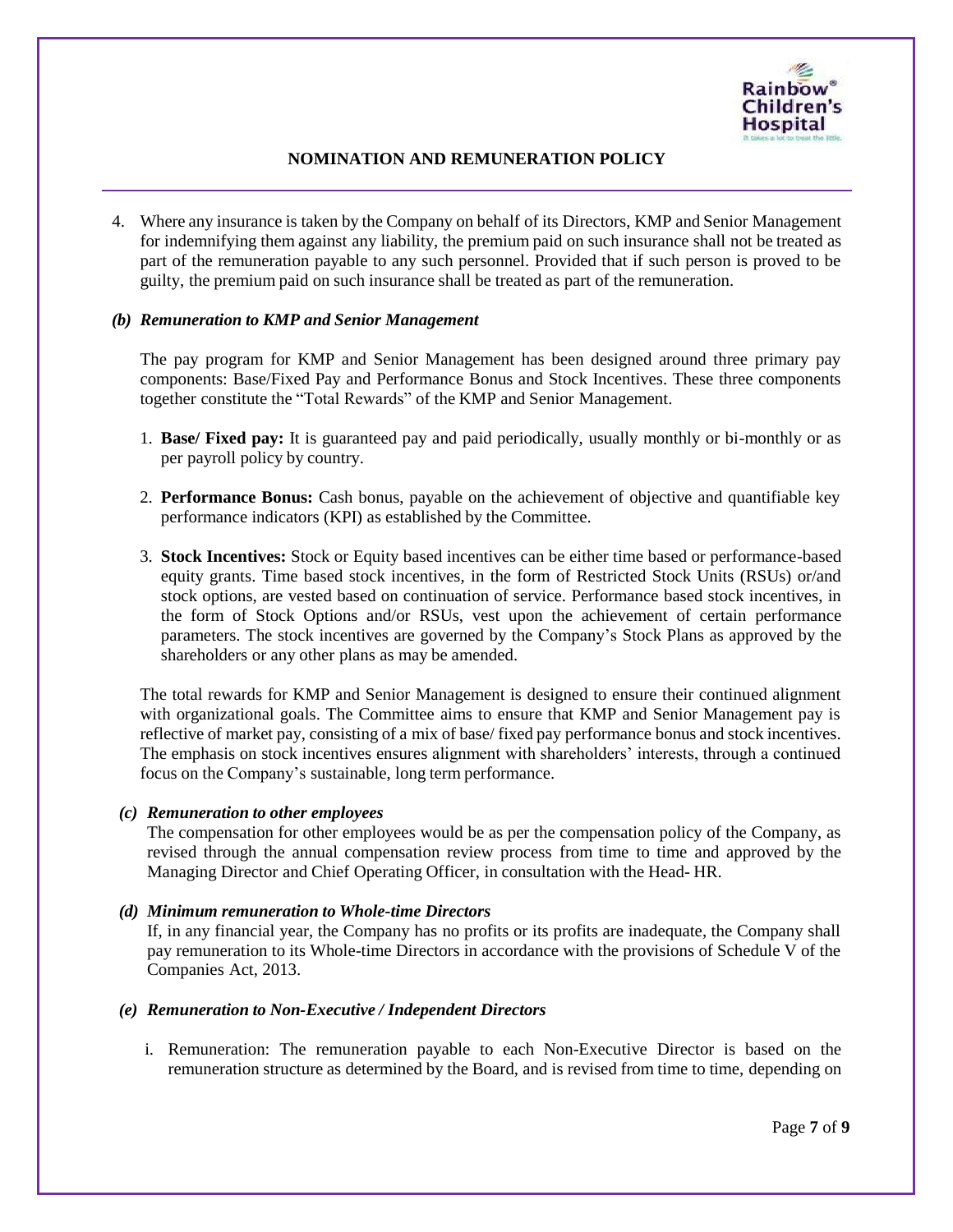4. Where any insurance is taken by the Company on behalf of its Directors, KMP and Senior Management for indemnifying them against any liability, the premium paid on such insurance shall not be treated as part of the remuneration payable to any such personnel. Provided that if such person is proved to be guilty, the premium paid on such insurance shall be treated as part of the remuneration.

***(b) Remuneration to KMP and Senior Management***

The pay program for KMP and Senior Management has been designed around three primary pay components: Base/Fixed Pay and Performance Bonus and Stock Incentives. These three components together constitute the "Total Rewards" of the KMP and Senior Management.

1. **Base/ Fixed pay:** It is guaranteed pay and paid periodically, usually monthly or bi-monthly or as per payroll policy by country.

2. **Performance Bonus:** Cash bonus, payable on the achievement of objective and quantifiable key performance indicators (KPI) as established by the Committee.

3. **Stock Incentives:** Stock or Equity based incentives can be either time based or performance-based equity grants. Time based stock incentives, in the form of Restricted Stock Units (RSUs) or/and stock options, are vested based on continuation of service. Performance based stock incentives, in the form of Stock Options and/or RSUs, vest upon the achievement of certain performance parameters. The stock incentives are governed by the Company's Stock Plans as approved by the shareholders or any other plans as may be amended.

The total rewards for KMP and Senior Management is designed to ensure their continued alignment with organizational goals. The Committee aims to ensure that KMP and Senior Management pay is reflective of market pay, consisting of a mix of base/ fixed pay performance bonus and stock incentives. The emphasis on stock incentives ensures alignment with shareholders' interests, through a continued focus on the Company's sustainable, long term performance.

***(c) Remuneration to other employees***

The compensation for other employees would be as per the compensation policy of the Company, as revised through the annual compensation review process from time to time and approved by the Managing Director and Chief Operating Officer, in consultation with the Head- HR.

***(d) Minimum remuneration to Whole-time Directors***

If, in any financial year, the Company has no profits or its profits are inadequate, the Company shall pay remuneration to its Whole-time Directors in accordance with the provisions of Schedule V of the Companies Act, 2013.

***(e) Remuneration to Non-Executive / Independent Directors***

i. Remuneration: The remuneration payable to each Non-Executive Director is based on the remuneration structure as determined by the Board, and is revised from time to time, depending on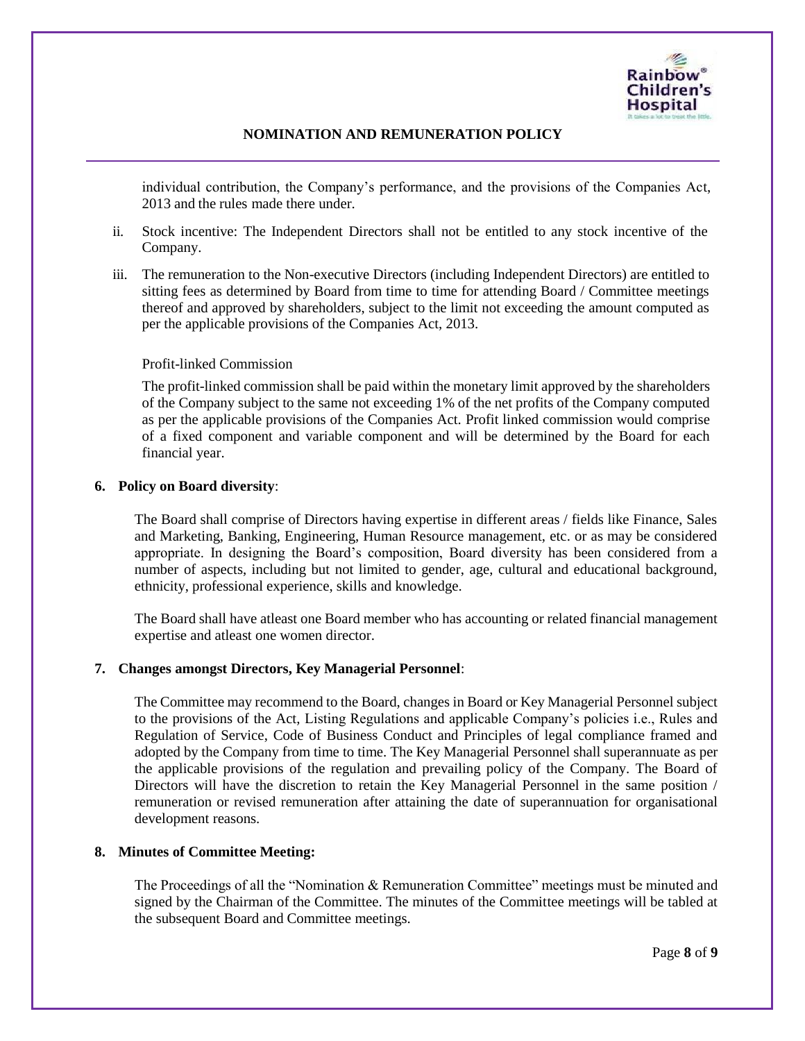individual contribution, the Company's performance, and the provisions of the Companies Act, 2013 and the rules made there under.

ii. Stock incentive: The Independent Directors shall not be entitled to any stock incentive of the Company.

iii. The remuneration to the Non-executive Directors (including Independent Directors) are entitled to sitting fees as determined by Board from time to time for attending Board / Committee meetings thereof and approved by shareholders, subject to the limit not exceeding the amount computed as per the applicable provisions of the Companies Act, 2013.

Profit-linked Commission

The profit-linked commission shall be paid within the monetary limit approved by the shareholders of the Company subject to the same not exceeding 1% of the net profits of the Company computed as per the applicable provisions of the Companies Act. Profit linked commission would comprise of a fixed component and variable component and will be determined by the Board for each financial year.

**6. Policy on Board diversity**:

The Board shall comprise of Directors having expertise in different areas / fields like Finance, Sales and Marketing, Banking, Engineering, Human Resource management, etc. or as may be considered appropriate. In designing the Board's composition, Board diversity has been considered from a number of aspects, including but not limited to gender, age, cultural and educational background, ethnicity, professional experience, skills and knowledge.

The Board shall have atleast one Board member who has accounting or related financial management expertise and atleast one women director.

**7. Changes amongst Directors, Key Managerial Personnel**:

The Committee may recommend to the Board, changes in Board or Key Managerial Personnel subject to the provisions of the Act, Listing Regulations and applicable Company's policies i.e., Rules and Regulation of Service, Code of Business Conduct and Principles of legal compliance framed and adopted by the Company from time to time. The Key Managerial Personnel shall superannuate as per the applicable provisions of the regulation and prevailing policy of the Company. The Board of Directors will have the discretion to retain the Key Managerial Personnel in the same position / remuneration or revised remuneration after attaining the date of superannuation for organisational development reasons.

**8. Minutes of Committee Meeting:**

The Proceedings of all the "Nomination & Remuneration Committee" meetings must be minuted and signed by the Chairman of the Committee. The minutes of the Committee meetings will be tabled at the subsequent Board and Committee meetings.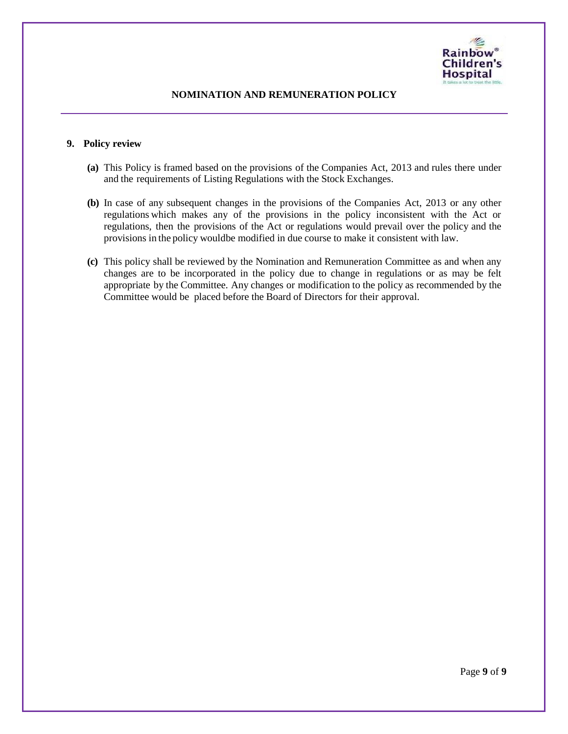## 9. Policy review

**(a)** This Policy is framed based on the provisions of the Companies Act, 2013 and rules there under and the requirements of Listing Regulations with the Stock Exchanges.

**(b)** In case of any subsequent changes in the provisions of the Companies Act, 2013 or any other regulations which makes any of the provisions in the policy inconsistent with the Act or regulations, then the provisions of the Act or regulations would prevail over the policy and the provisions in the policy wouldbe modified in due course to make it consistent with law.

**(c)** This policy shall be reviewed by the Nomination and Remuneration Committee as and when any changes are to be incorporated in the policy due to change in regulations or as may be felt appropriate by the Committee. Any changes or modification to the policy as recommended by the Committee would be placed before the Board of Directors for their approval.